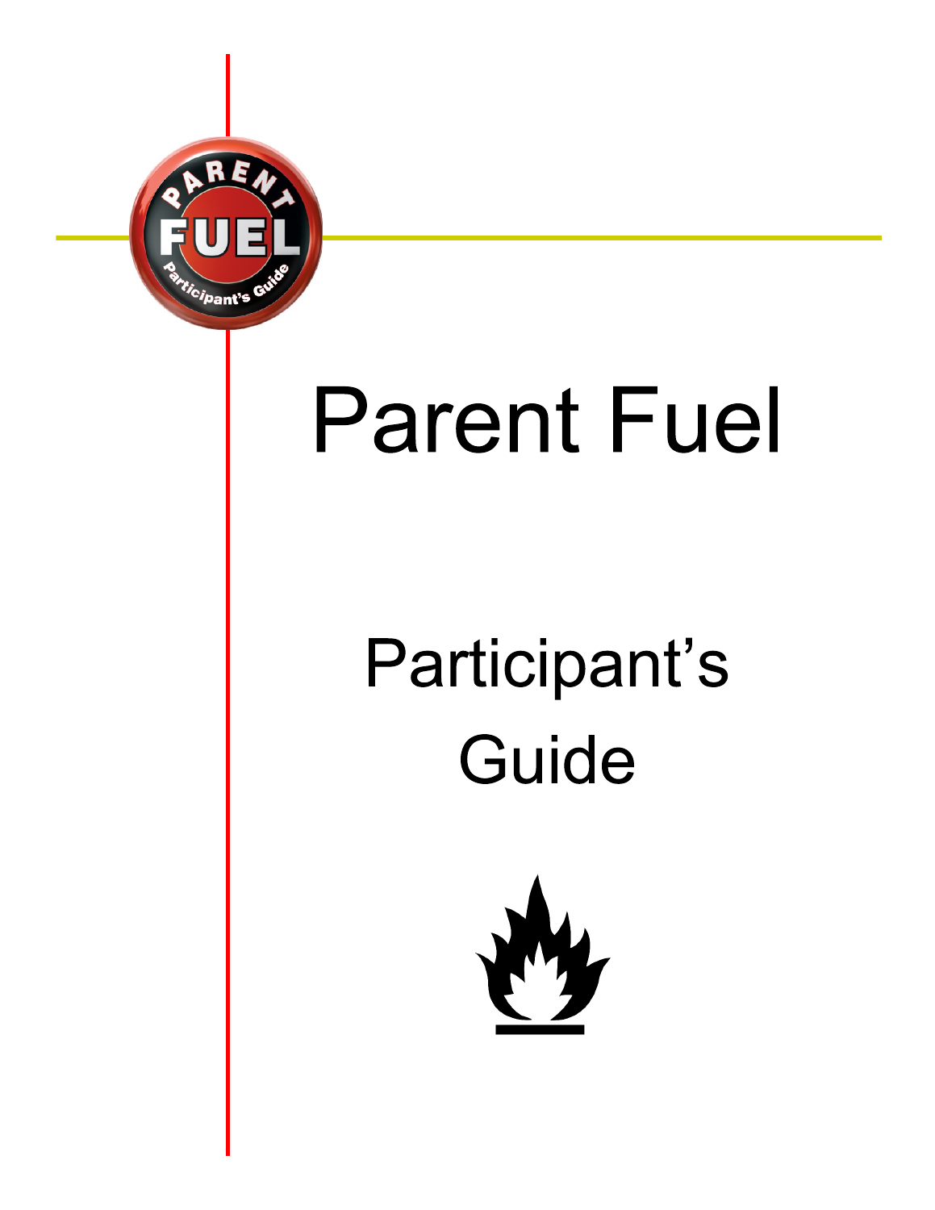# Parent Fuel

## Participant's Guide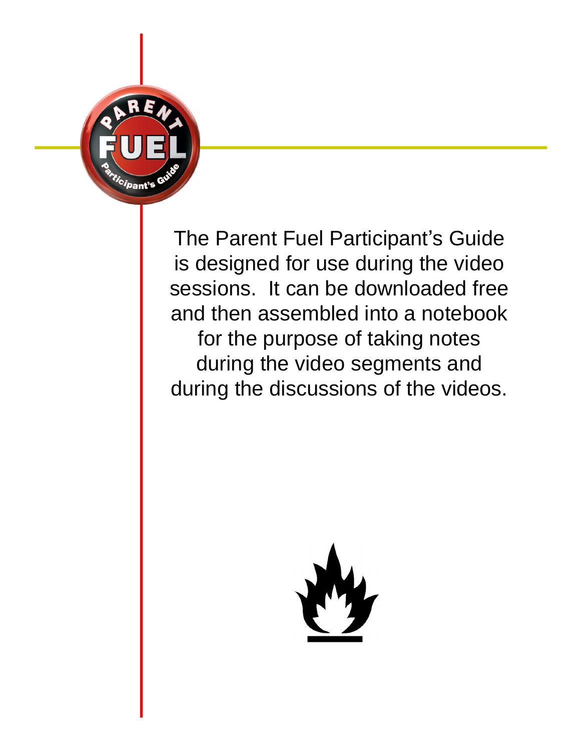The Parent Fuel Participant's Guide is designed for use during the video sessions. It can be downloaded free and then assembled into a notebook for the purpose of taking notes during the video segments and during the discussions of the videos.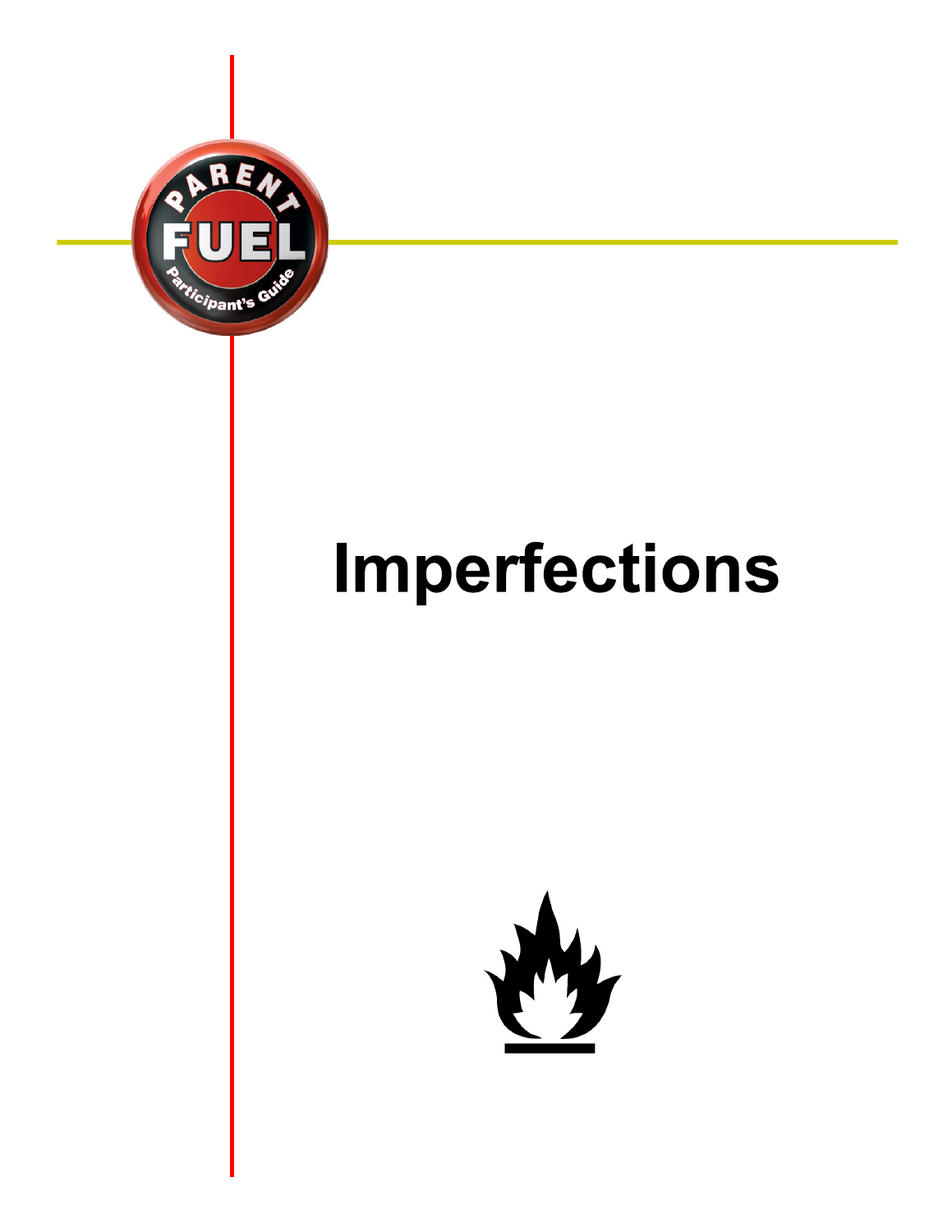# Imperfections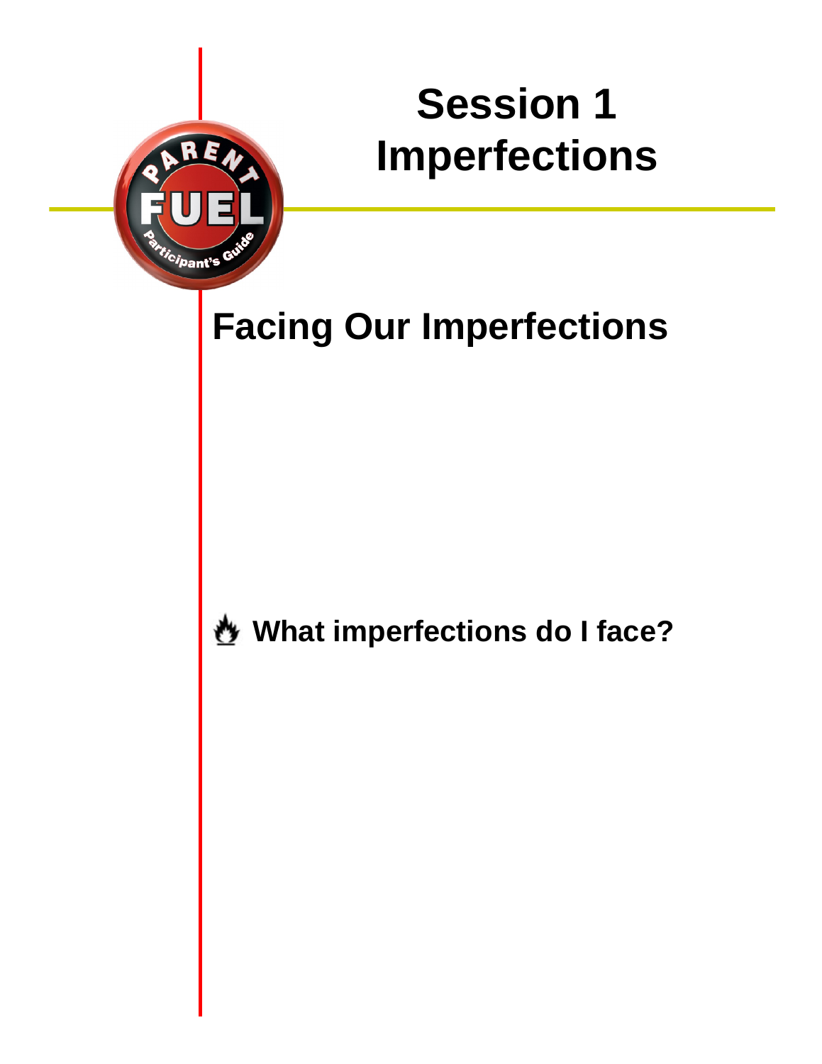# Session 1
# Imperfections

## Facing Our Imperfections

**What imperfections do I face?**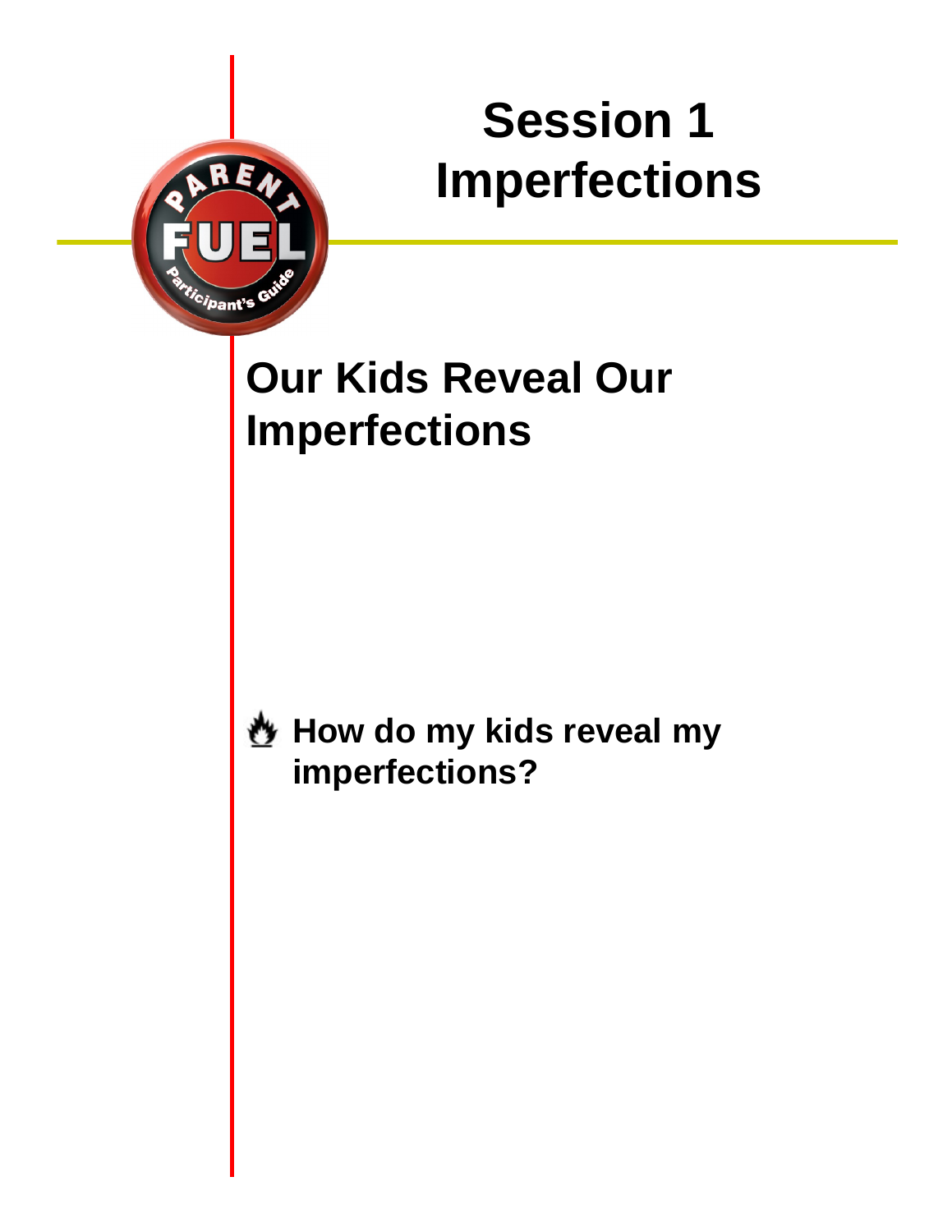# Session 1
# Imperfections

## Our Kids Reveal Our Imperfections

- **How do my kids reveal my imperfections?**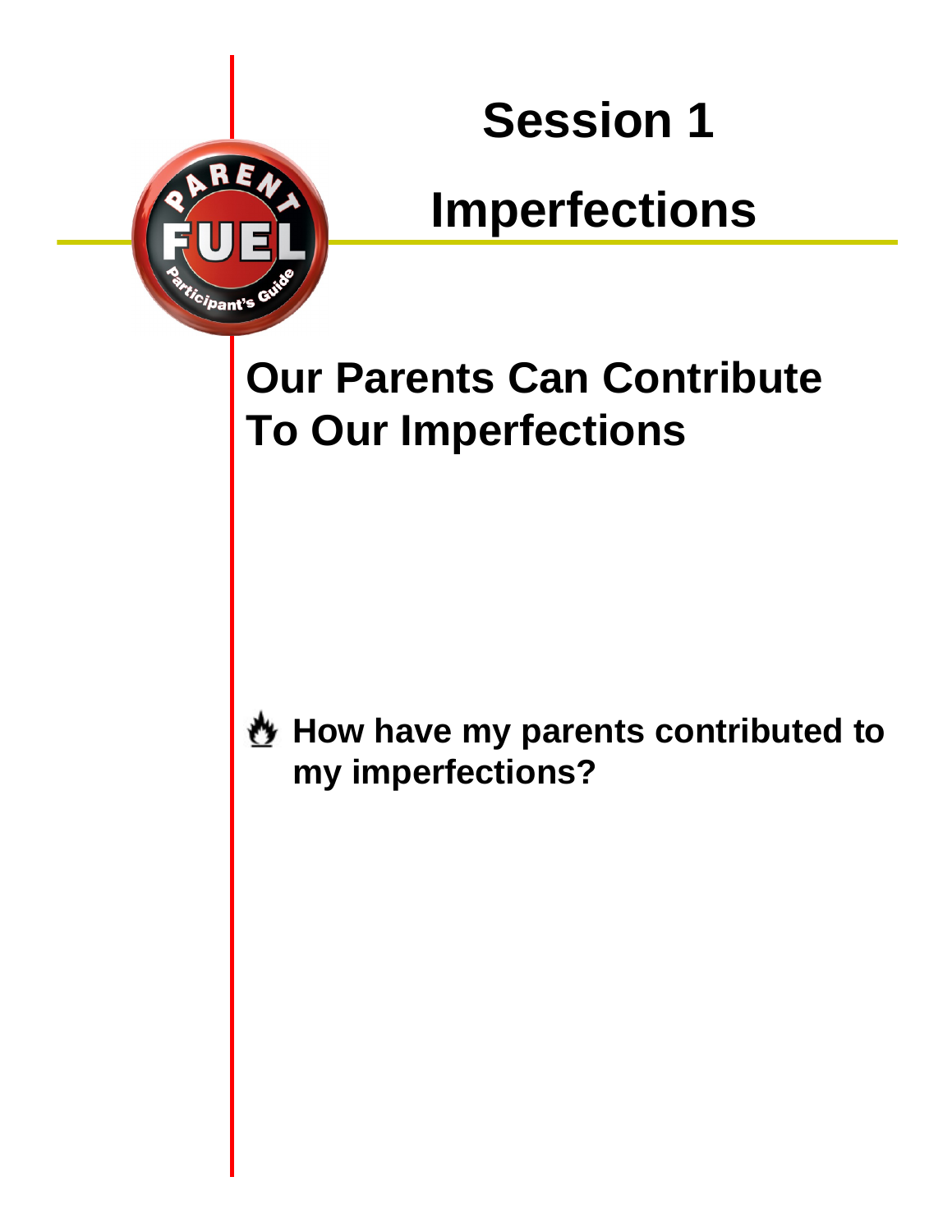# Session 1

# Imperfections

## Our Parents Can Contribute To Our Imperfections

**How have my parents contributed to my imperfections?**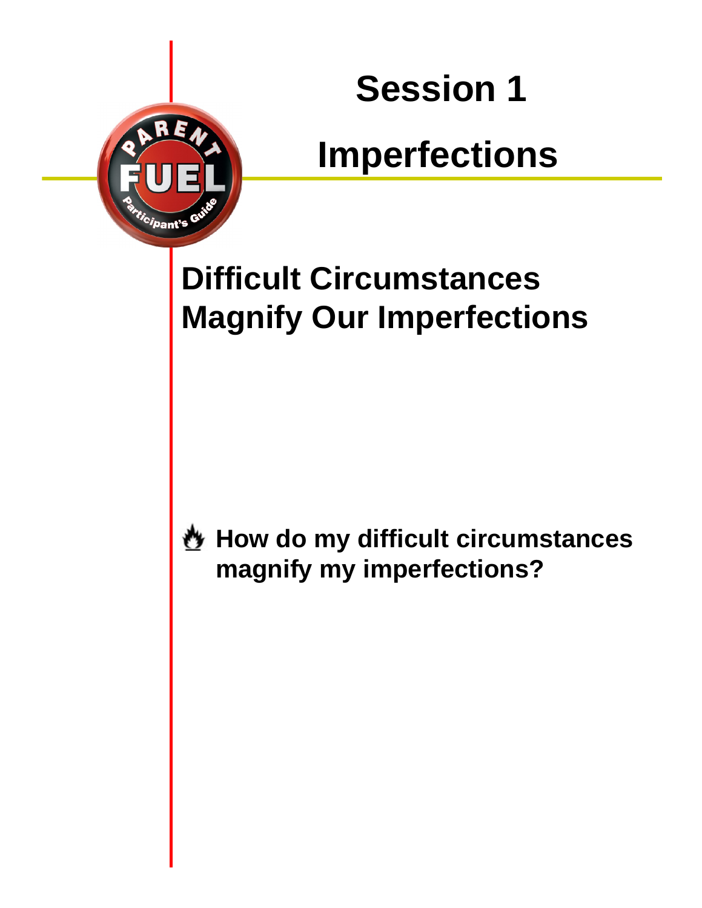# Session 1

# Imperfections

## Difficult Circumstances Magnify Our Imperfections

**How do my difficult circumstances magnify my imperfections?**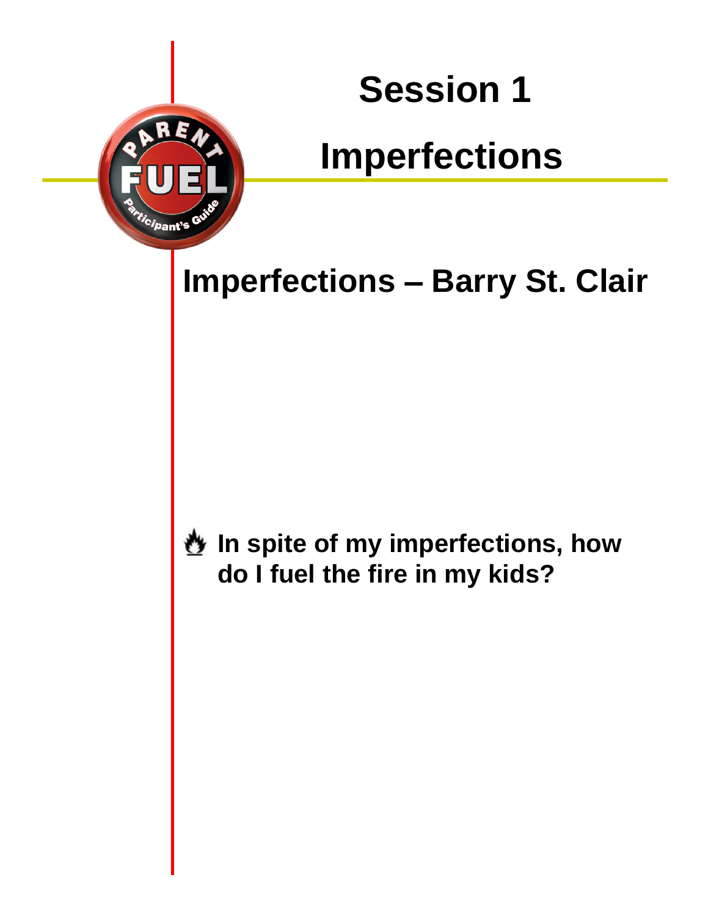# Session 1

# Imperfections

## Imperfections – Barry St. Clair

**In spite of my imperfections, how do I fuel the fire in my kids?**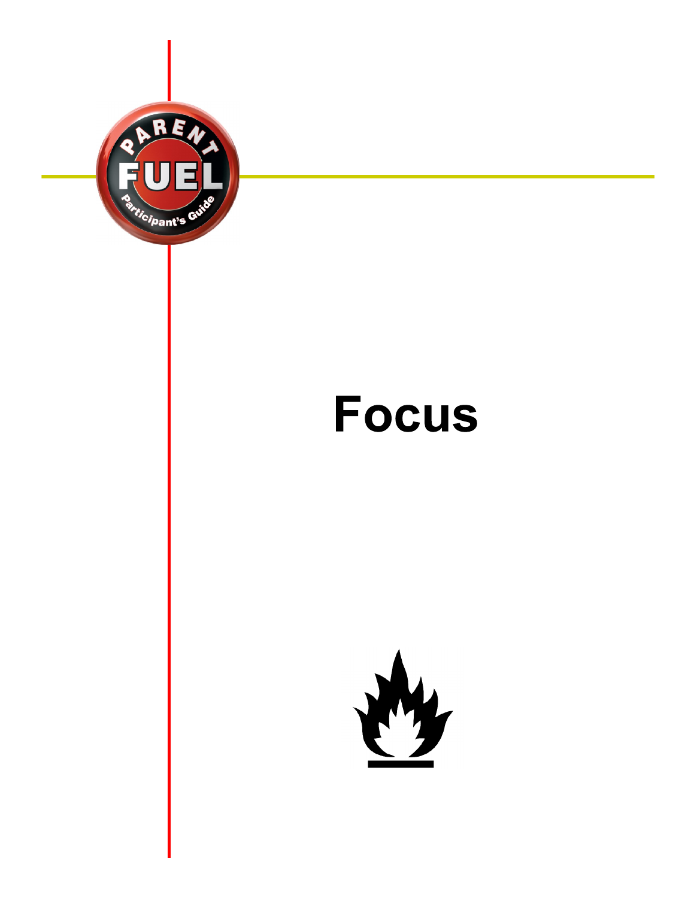# Focus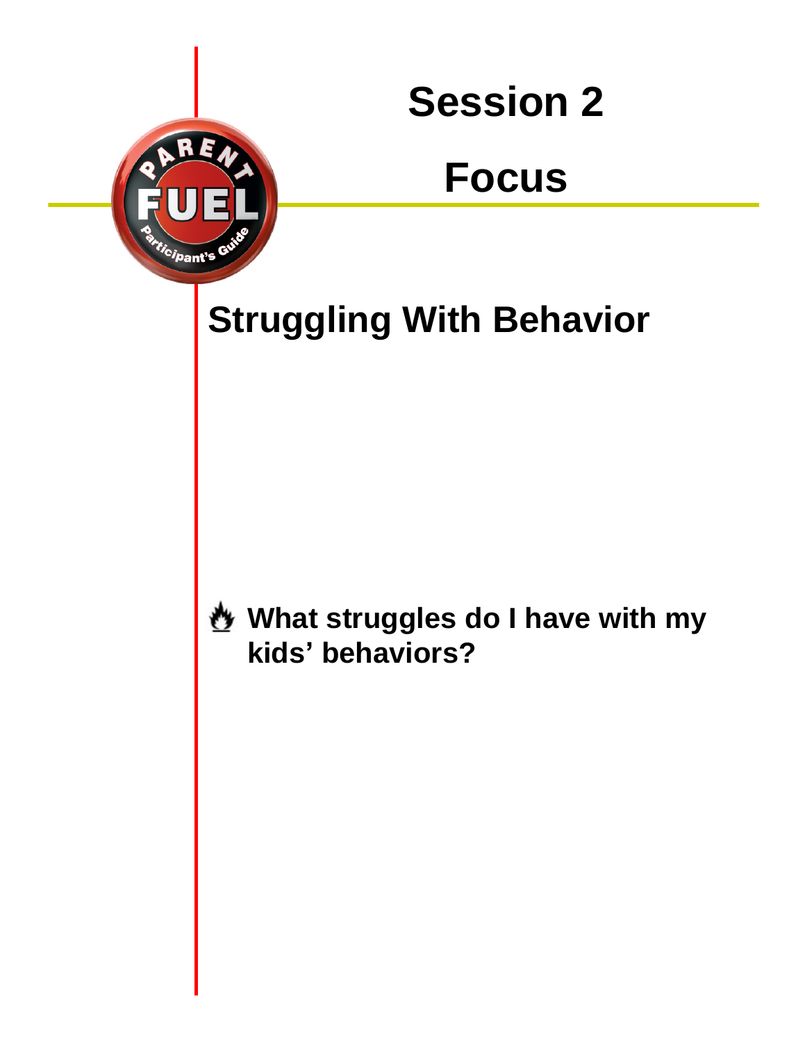# Session 2

# Focus

## Struggling With Behavior

**What struggles do I have with my kids' behaviors?**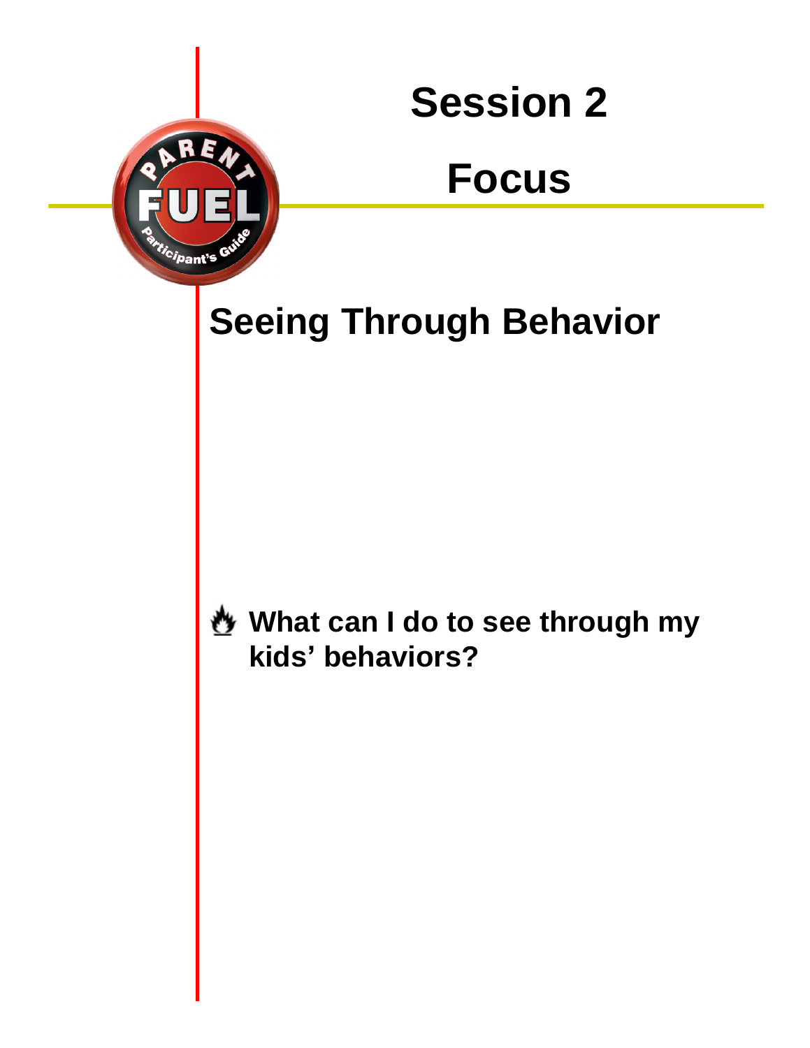# Session 2

# Focus

## Seeing Through Behavior

**What can I do to see through my kids' behaviors?**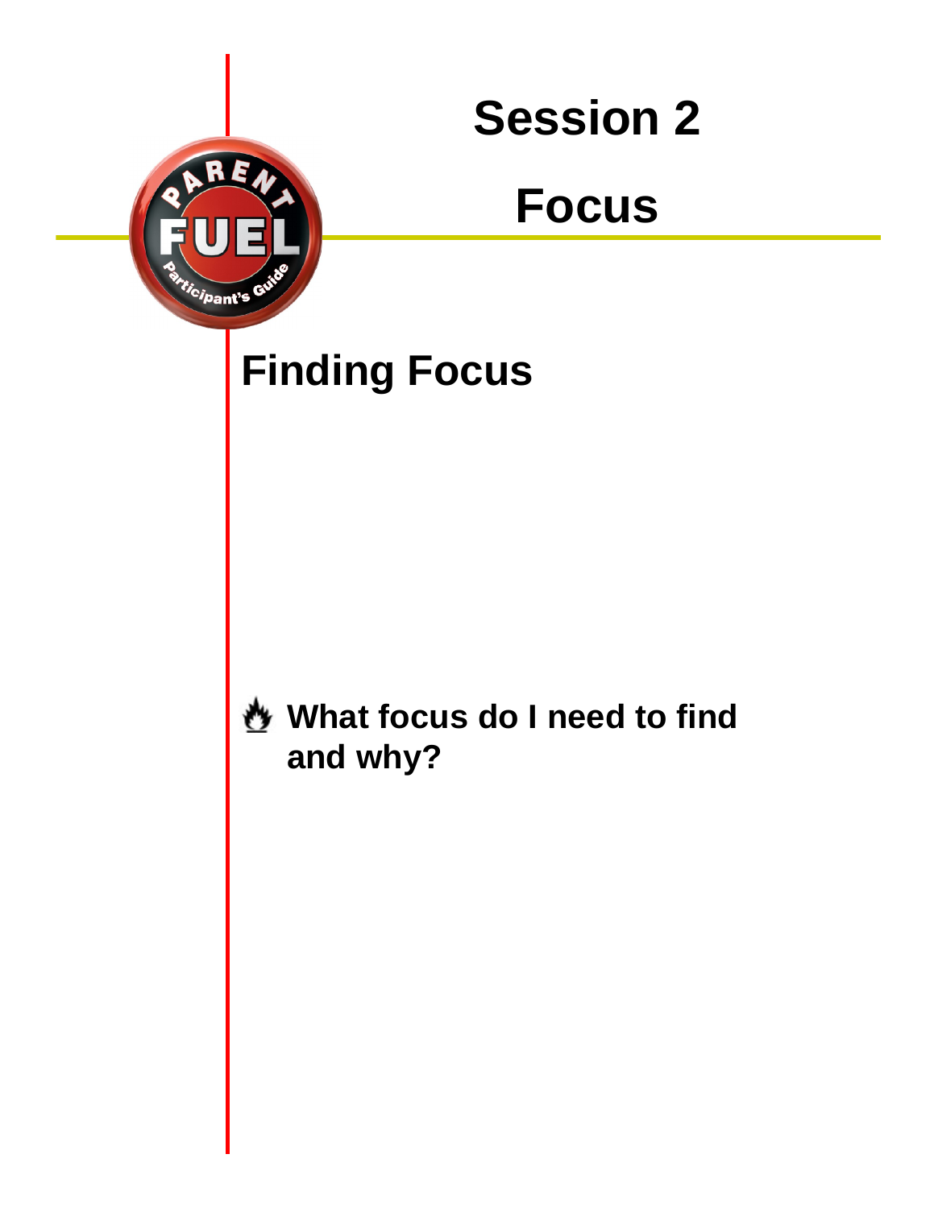# Session 2

# Focus

## Finding Focus

**What focus do I need to find and why?**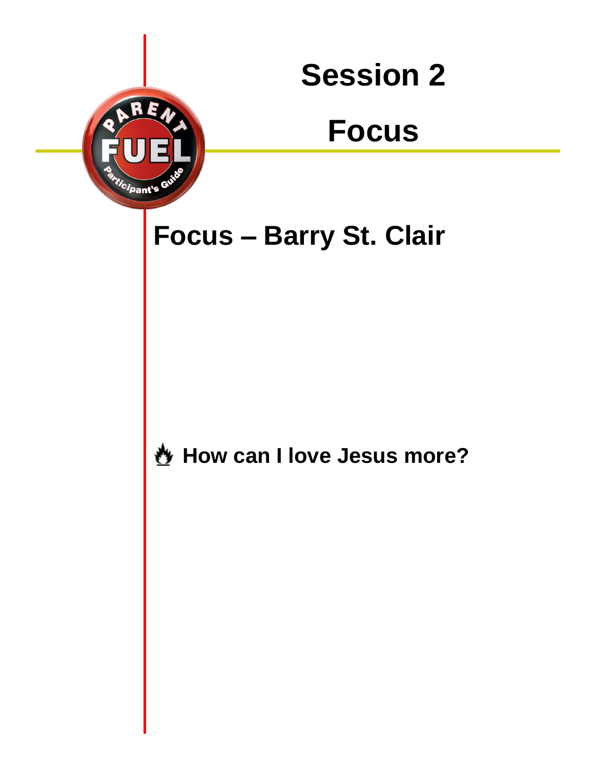# Session 2

# Focus

## Focus – Barry St. Clair

**How can I love Jesus more?**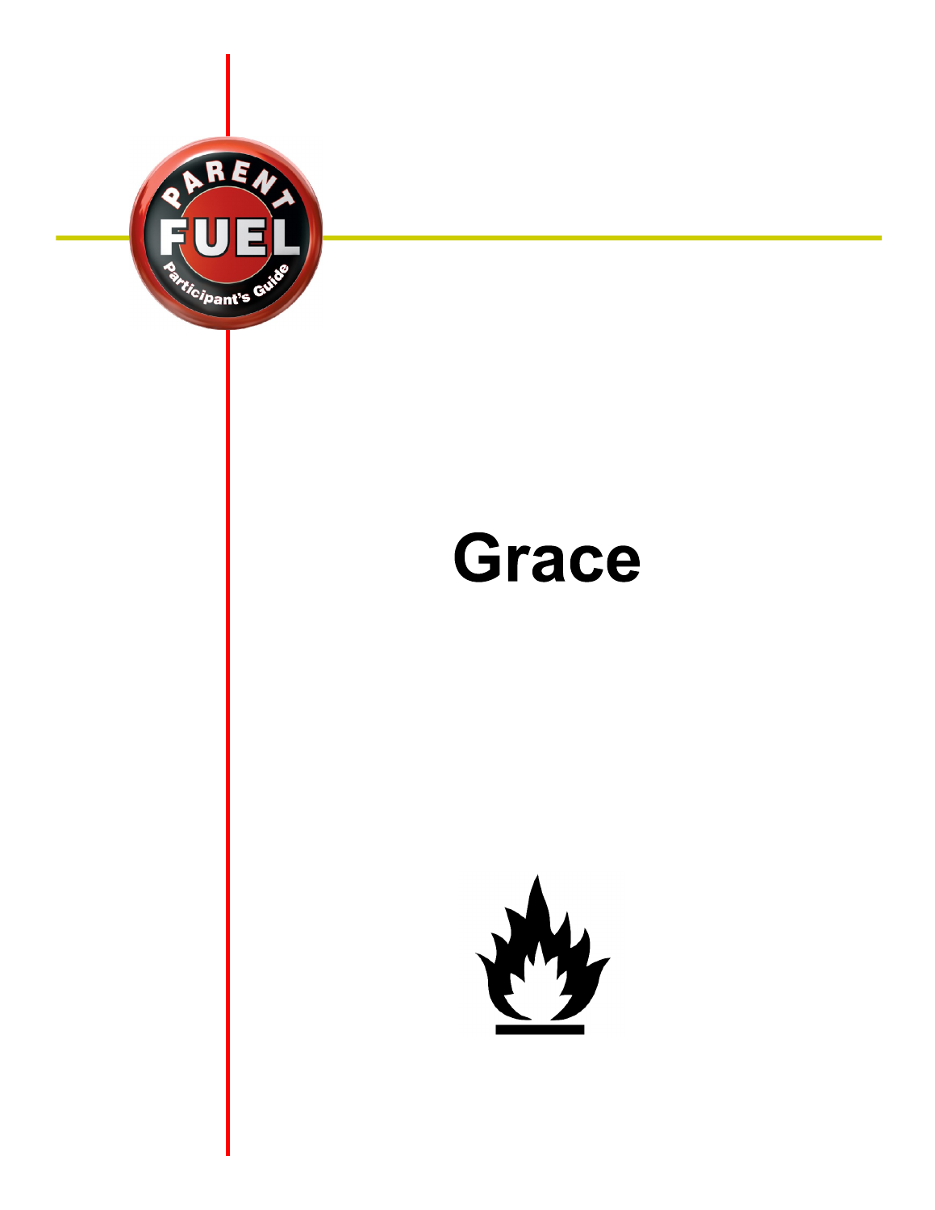# Grace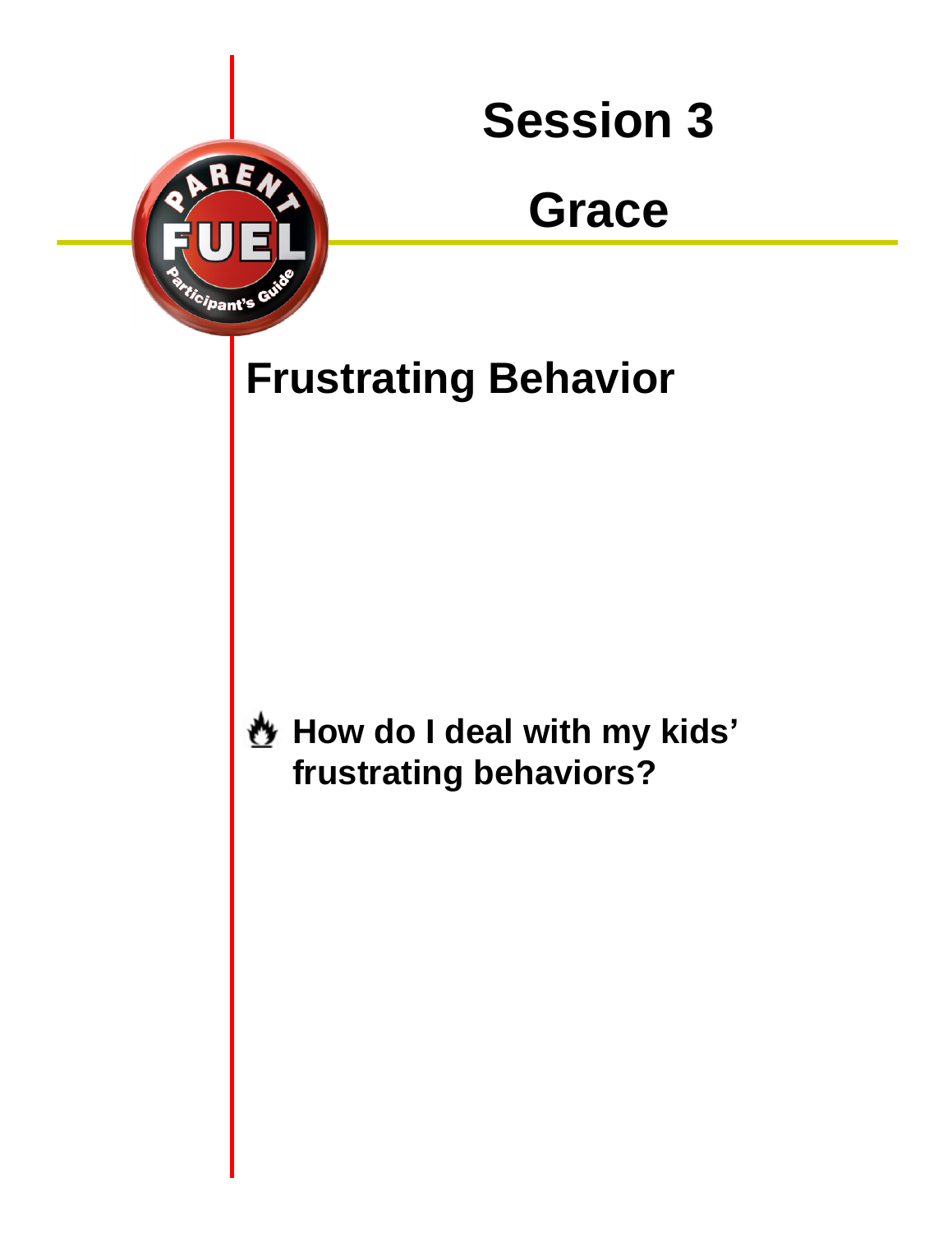# Session 3

## Grace

## Frustrating Behavior

**How do I deal with my kids' frustrating behaviors?**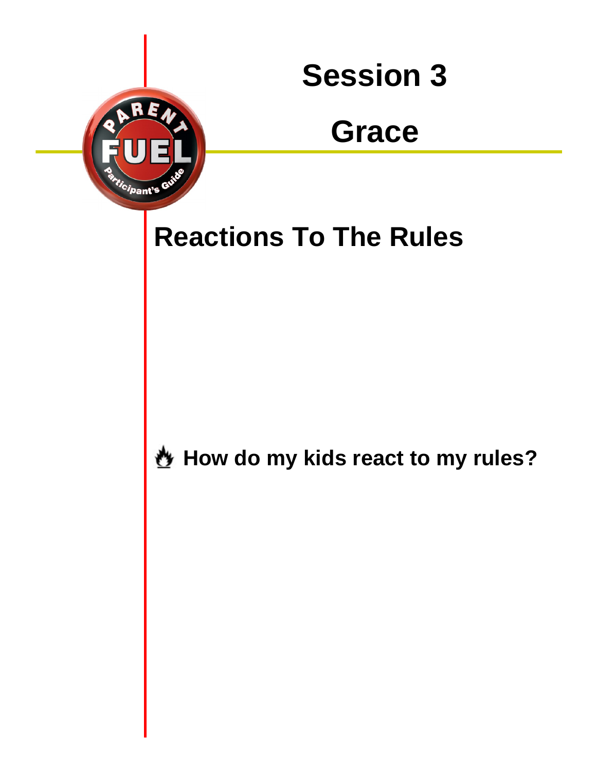# Session 3

# Grace

## Reactions To The Rules

**How do my kids react to my rules?**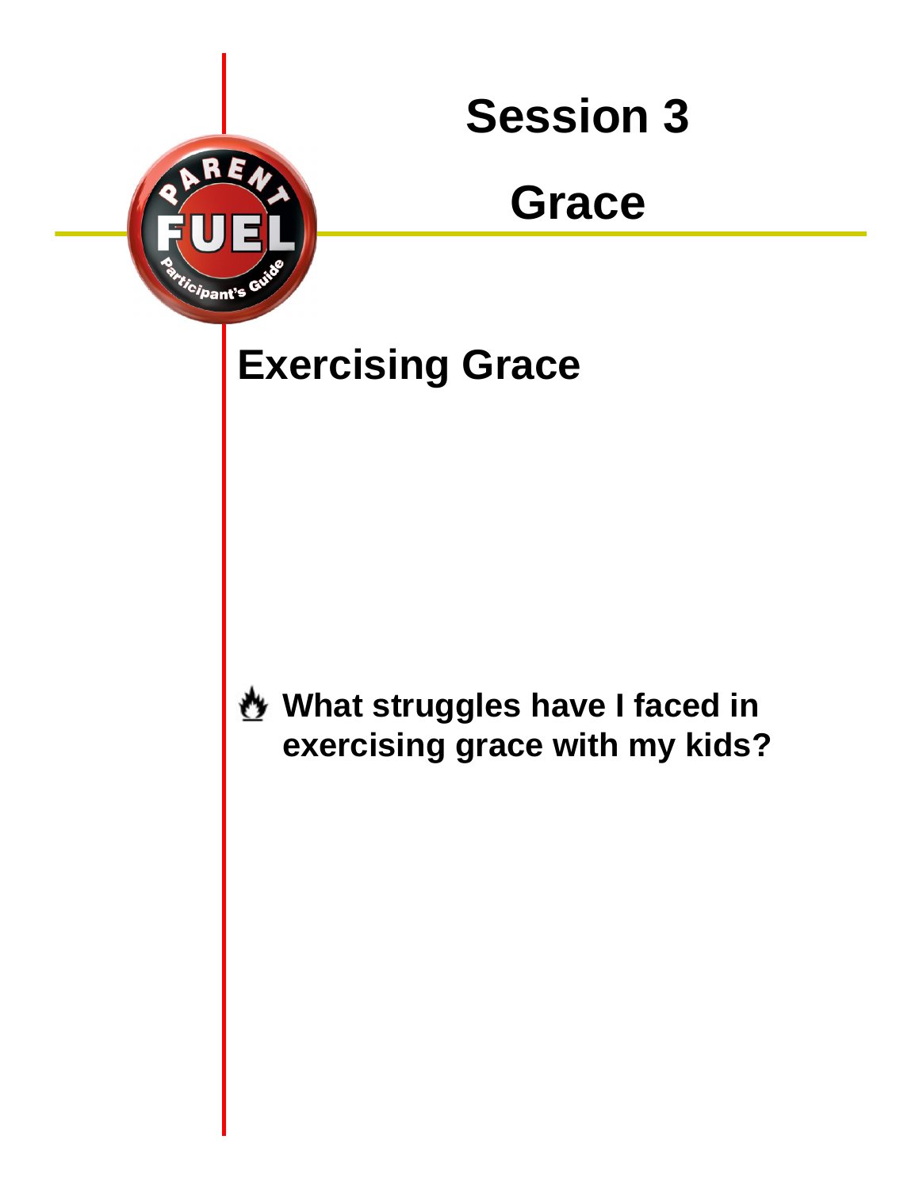# Session 3

# Grace

## Exercising Grace

**What struggles have I faced in exercising grace with my kids?**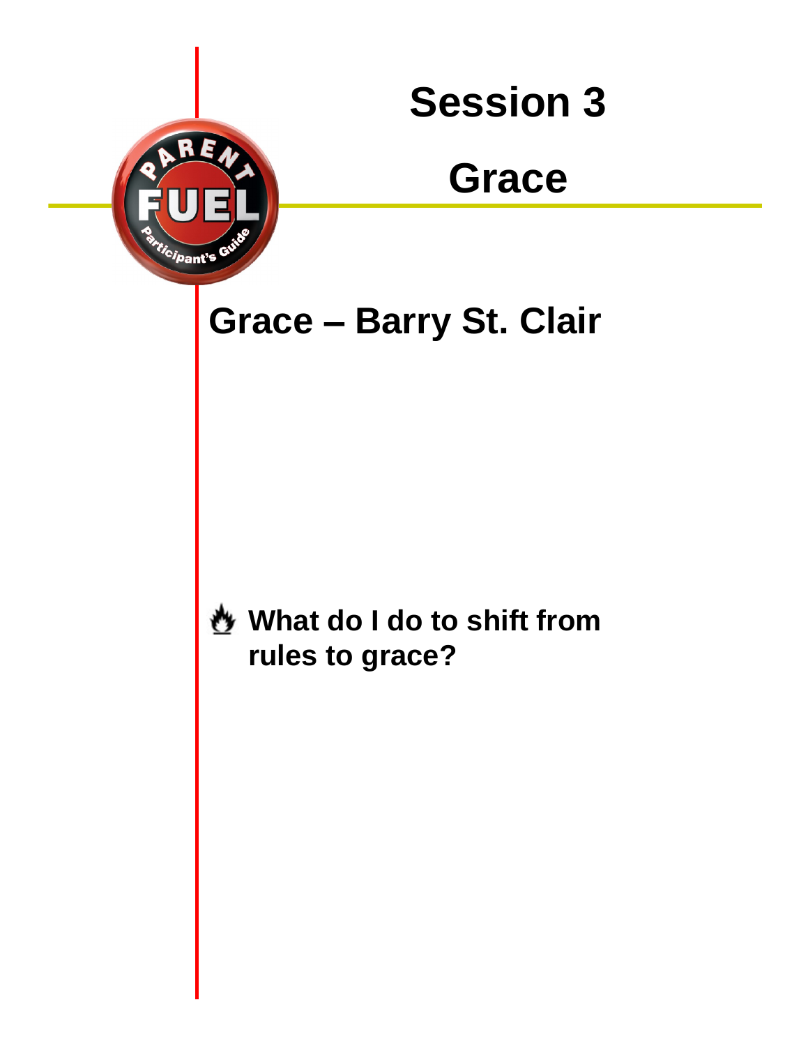# Session 3

# Grace

## Grace – Barry St. Clair

**What do I do to shift from rules to grace?**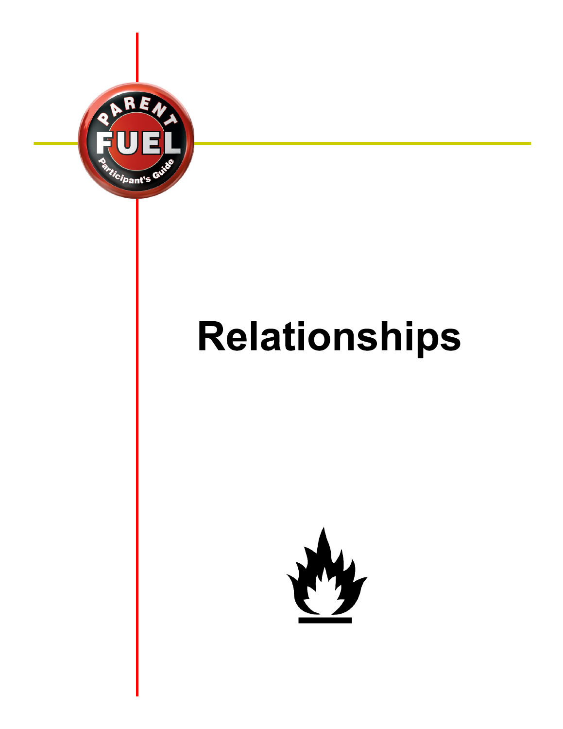# Relationships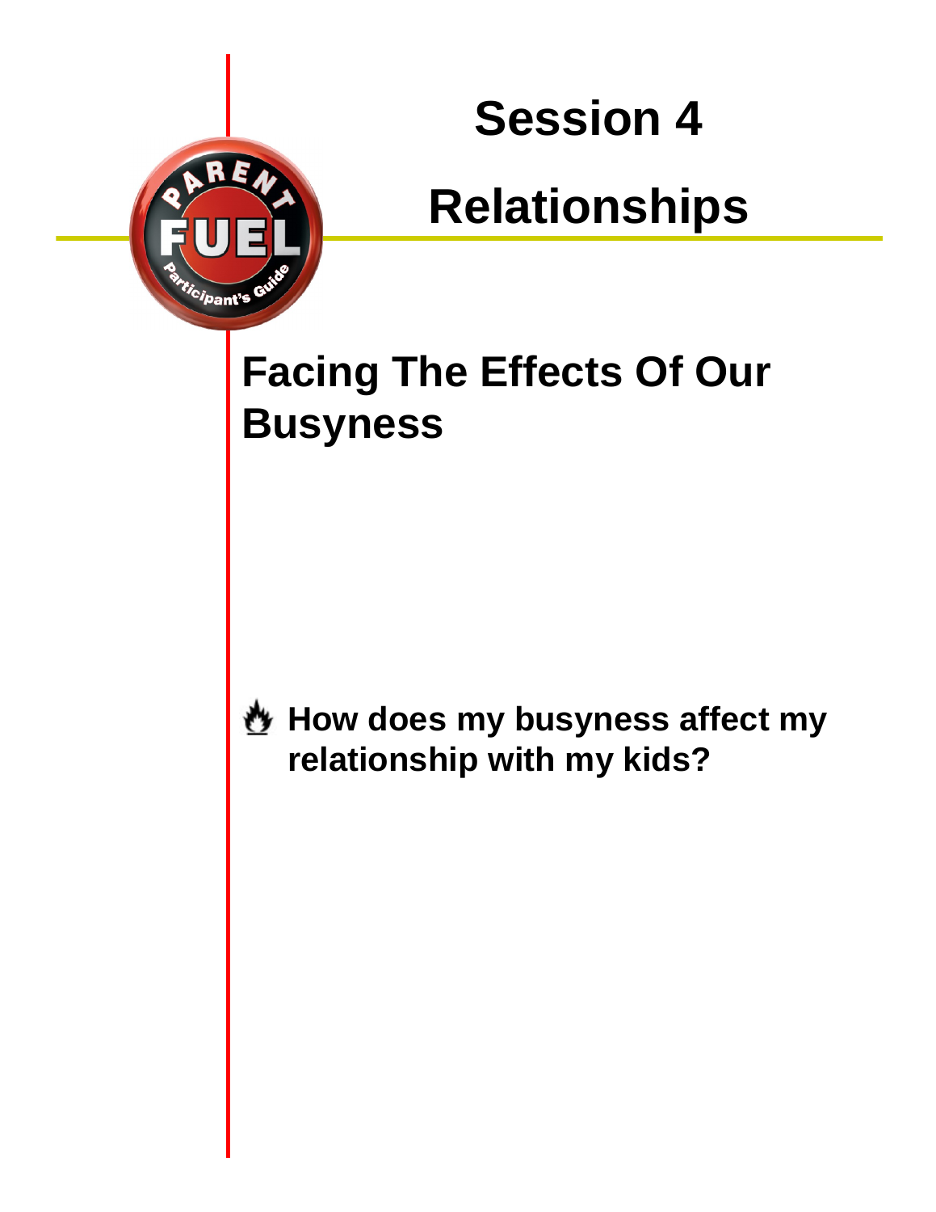# Session 4

# Relationships

## Facing The Effects Of Our Busyness

**How does my busyness affect my relationship with my kids?**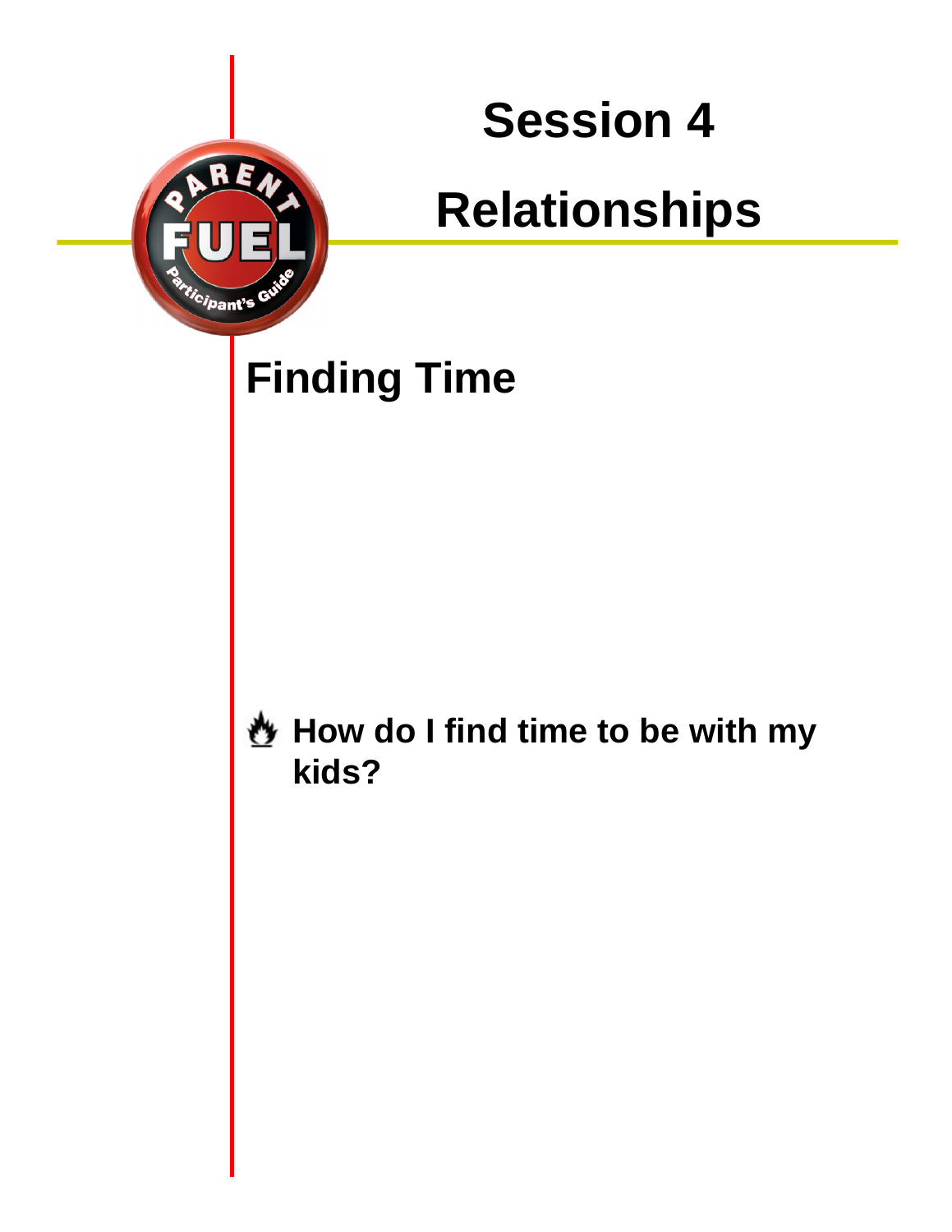# Session 4

# Relationships

## Finding Time

**How do I find time to be with my kids?**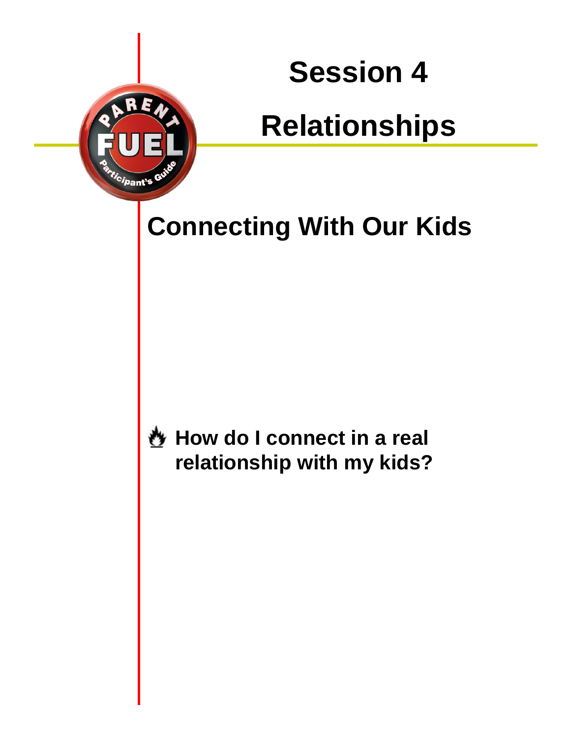# Session 4

# Relationships

## Connecting With Our Kids

**How do I connect in a real relationship with my kids?**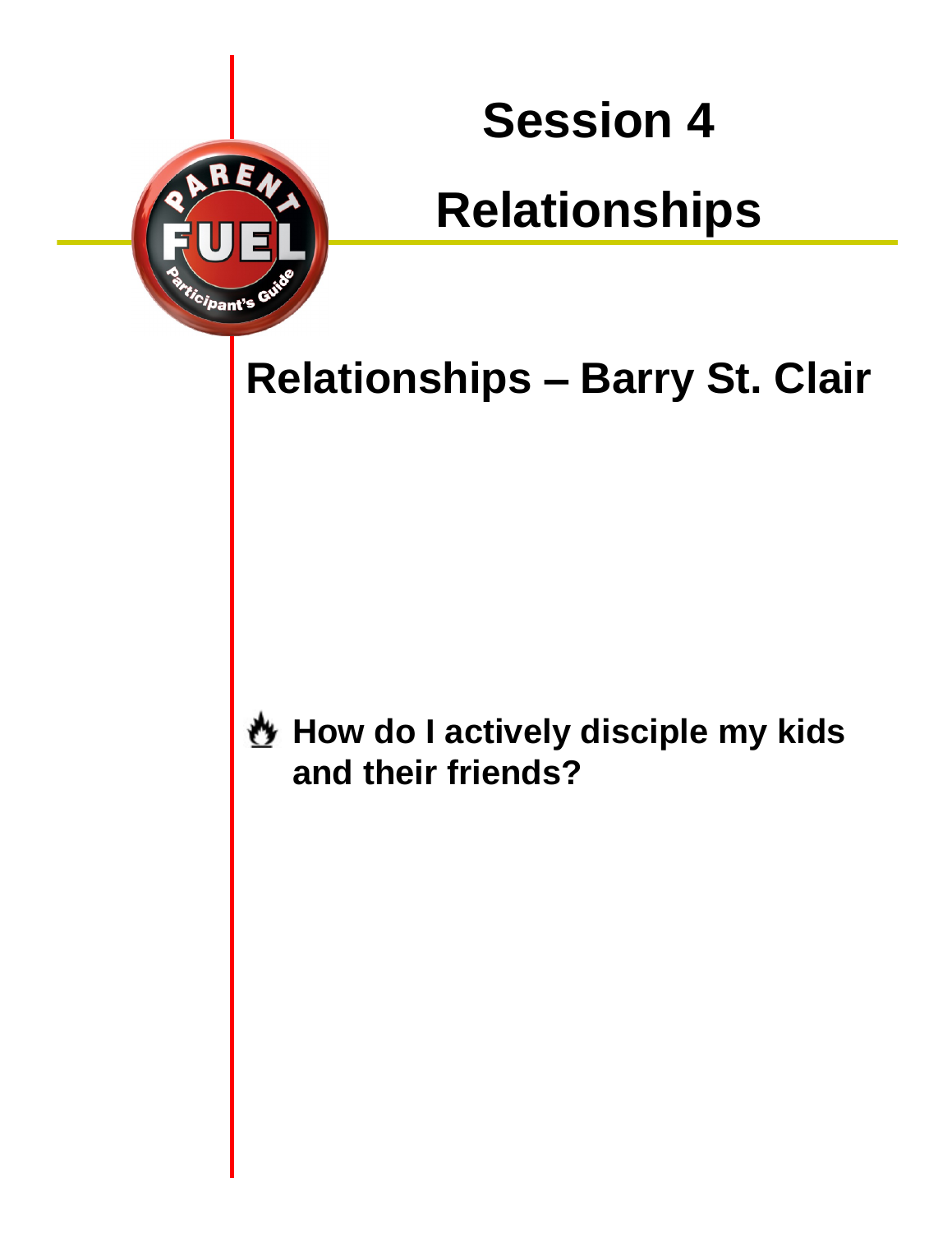# Session 4

# Relationships

## Relationships – Barry St. Clair

**How do I actively disciple my kids and their friends?**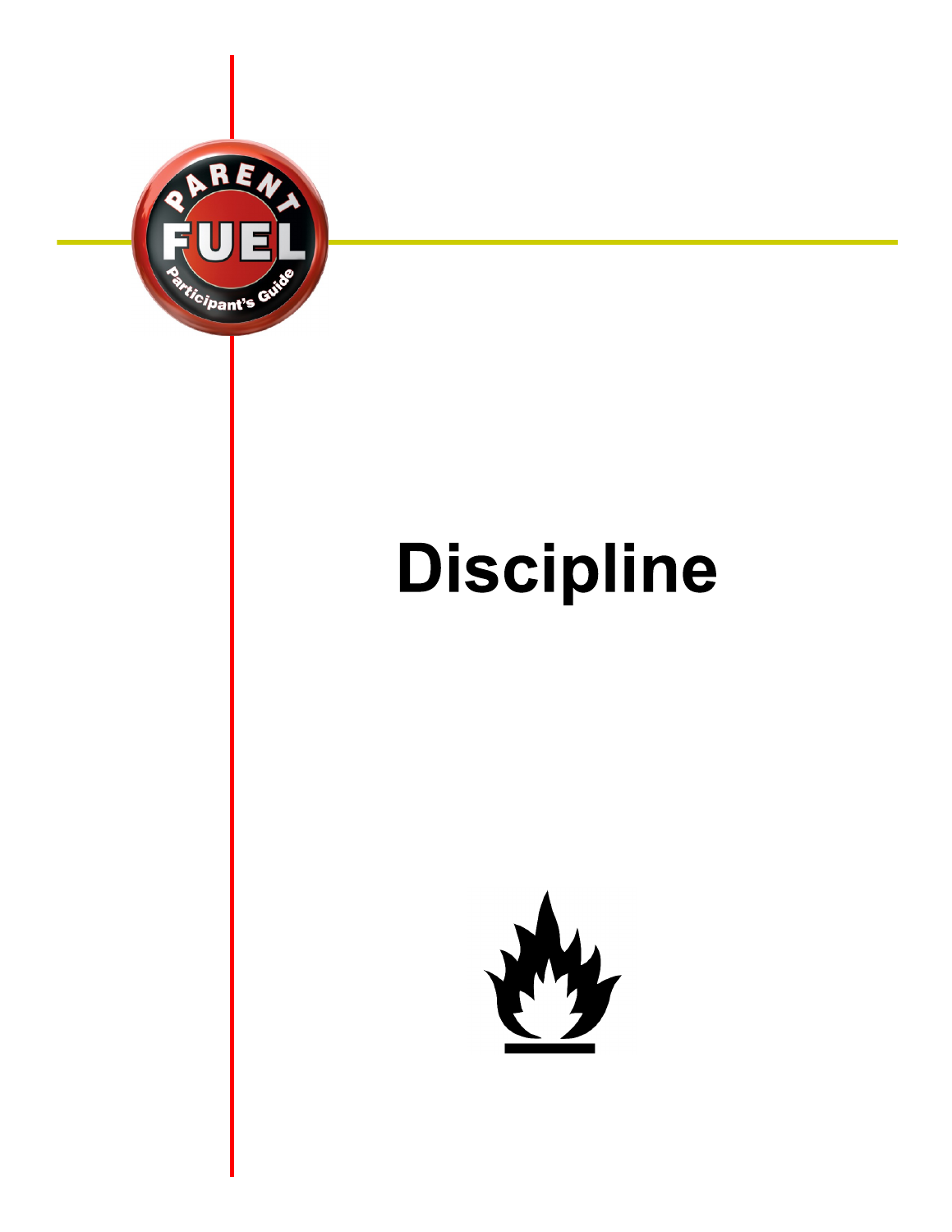PARENT FUEL Participant's Guide

# Discipline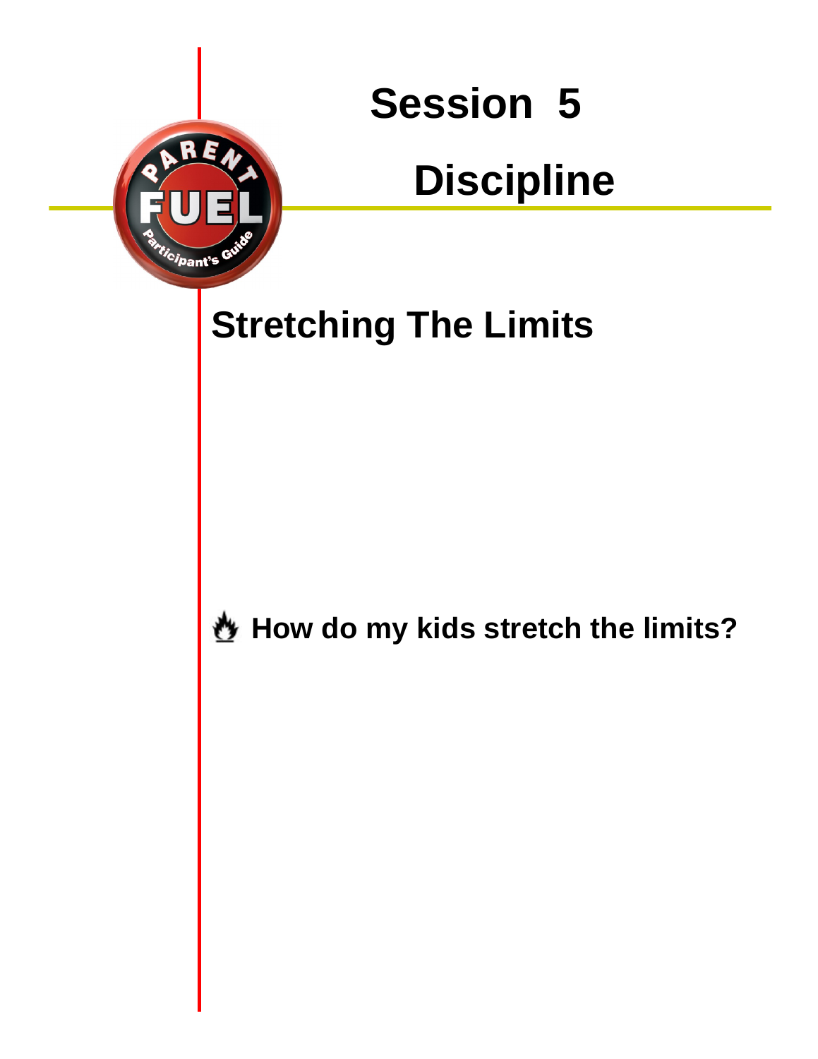# Session 5

# Discipline

## Stretching The Limits

**How do my kids stretch the limits?**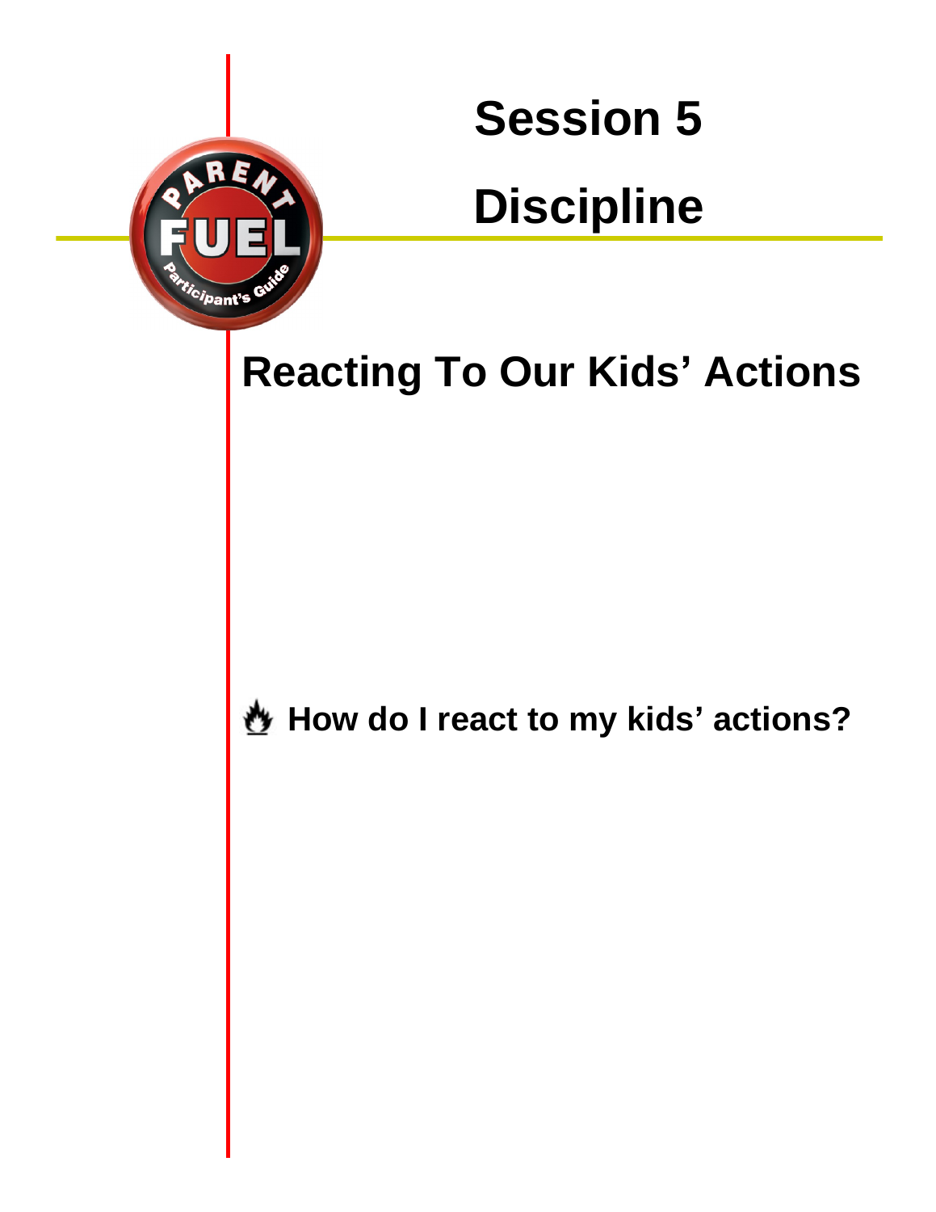# Session 5

# Discipline

## Reacting To Our Kids' Actions

### How do I react to my kids' actions?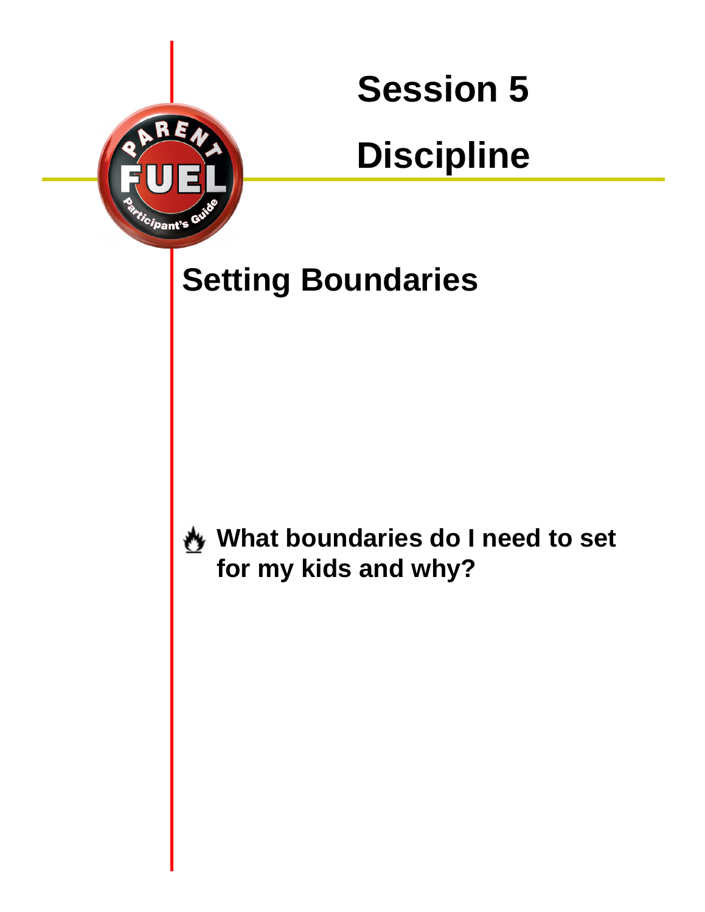# Session 5

# Discipline

## Setting Boundaries

**What boundaries do I need to set for my kids and why?**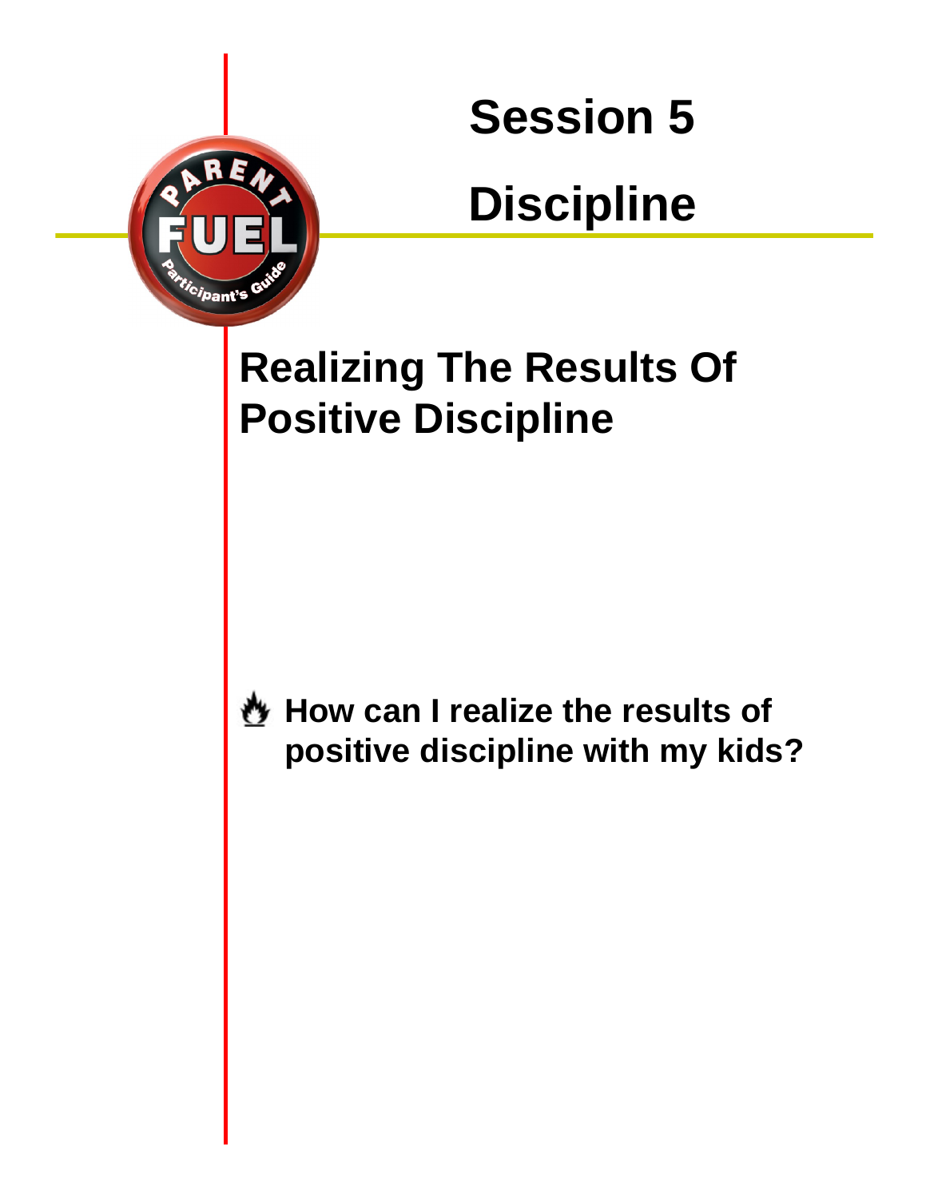# Session 5

# Discipline

## Realizing The Results Of Positive Discipline

**How can I realize the results of positive discipline with my kids?**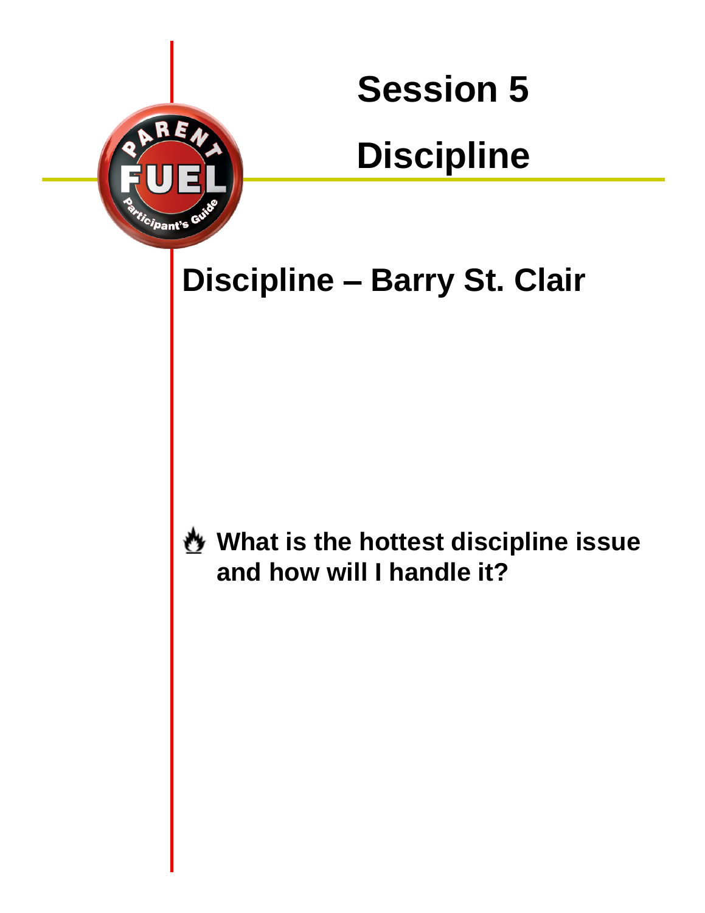# Session 5

# Discipline

## Discipline – Barry St. Clair

**What is the hottest discipline issue and how will I handle it?**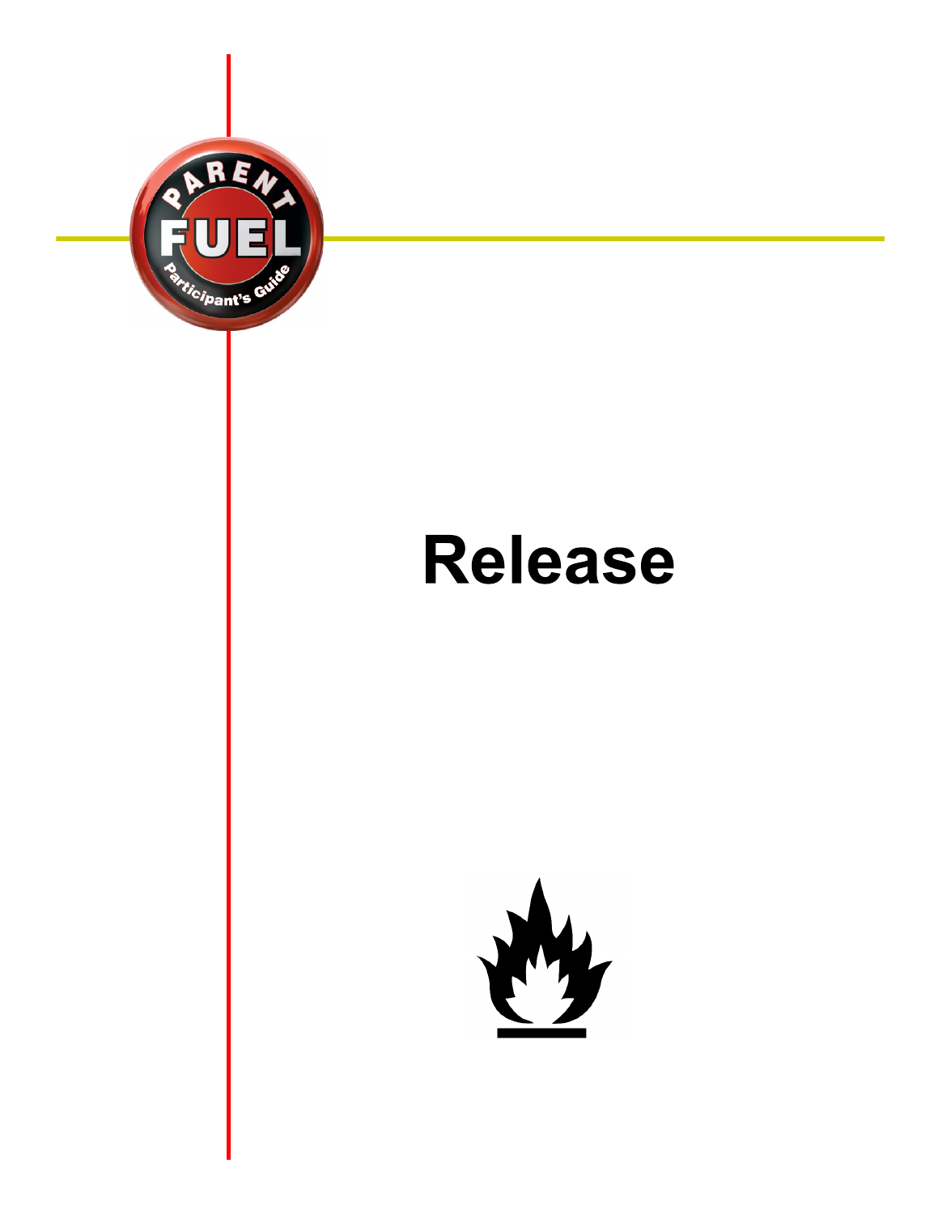# Release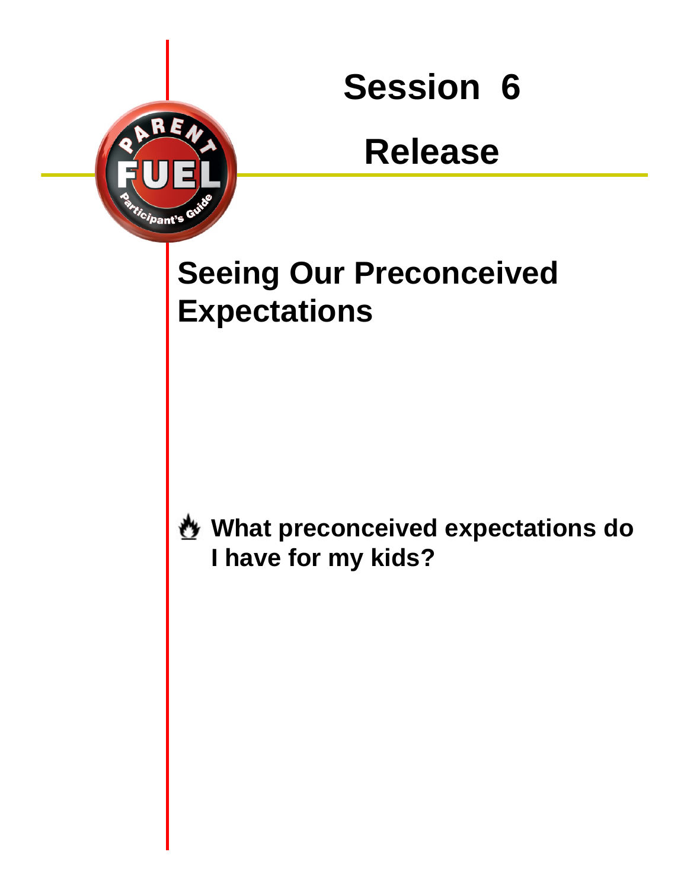# Session 6

# Release

## Seeing Our Preconceived Expectations

**What preconceived expectations do I have for my kids?**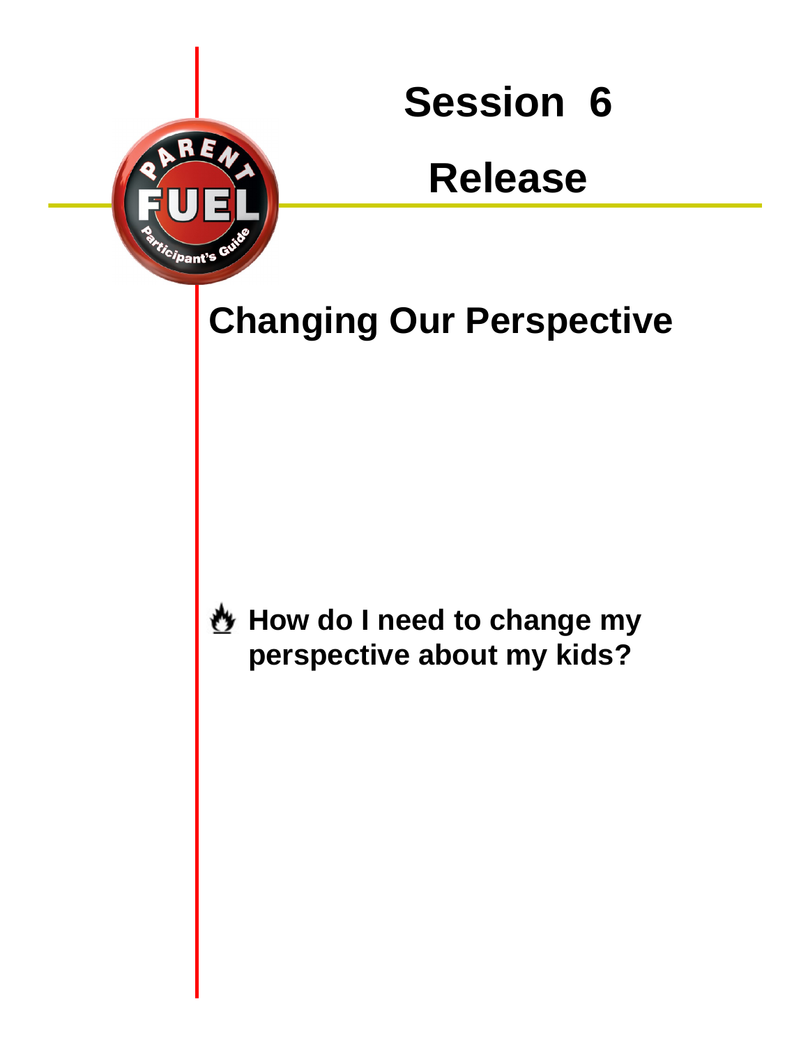# Session 6

# Release

## Changing Our Perspective

**How do I need to change my perspective about my kids?**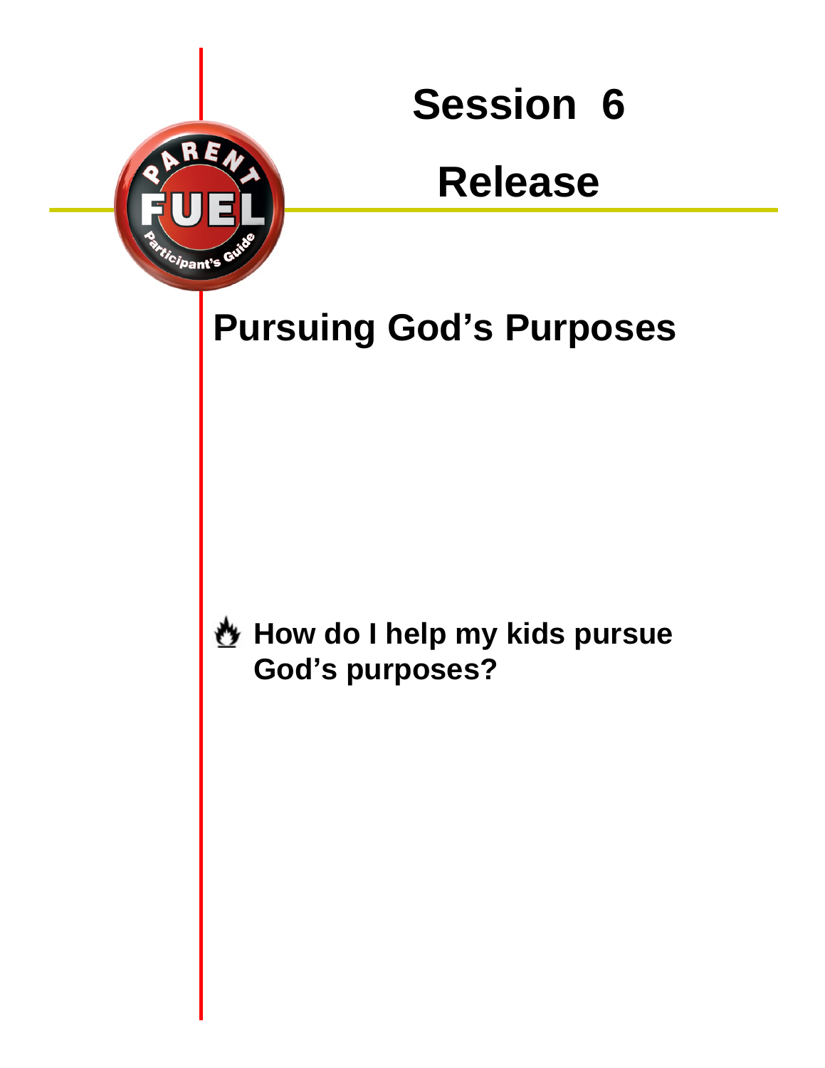# Session 6

# Release

## Pursuing God's Purposes

**How do I help my kids pursue God's purposes?**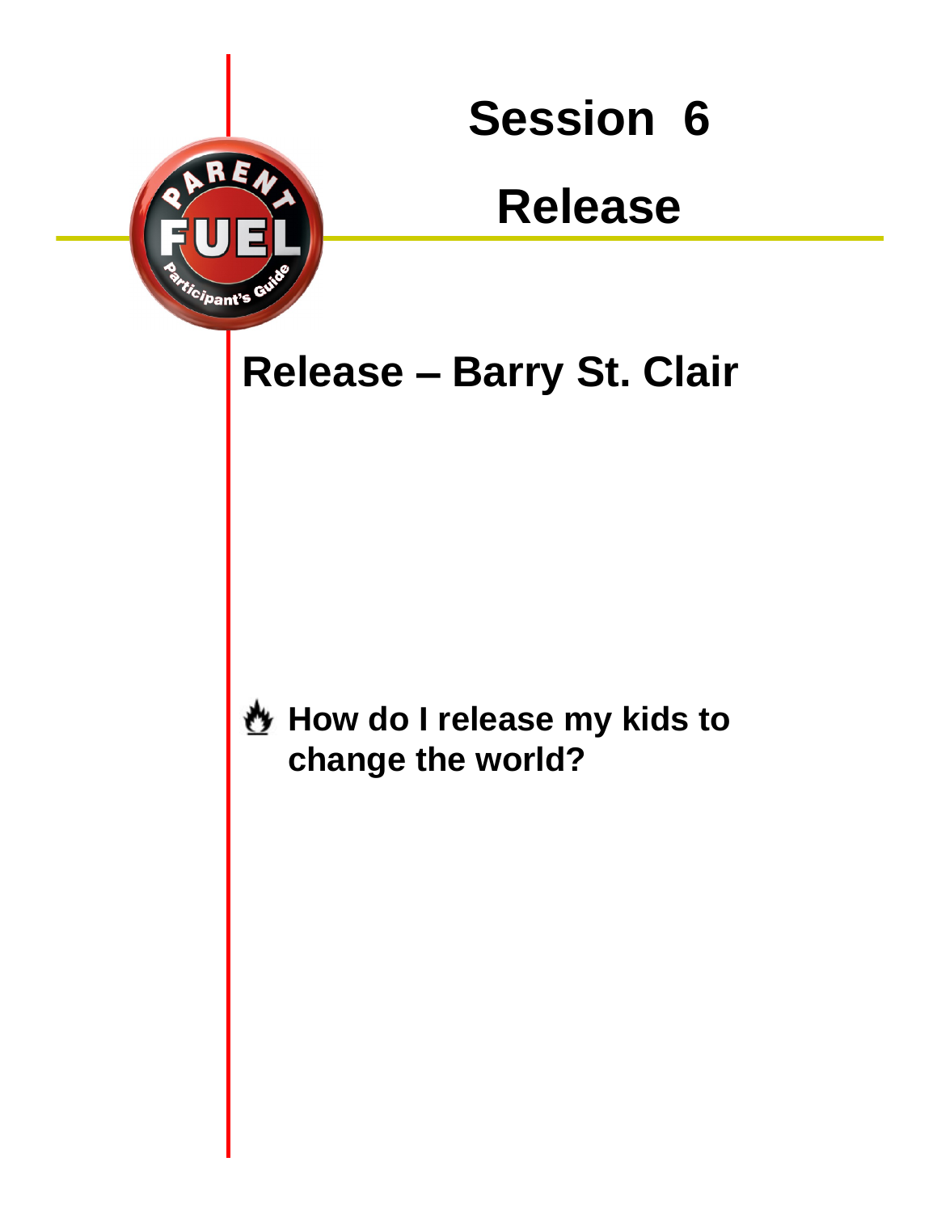# Session 6

# Release

## Release – Barry St. Clair

**How do I release my kids to change the world?**